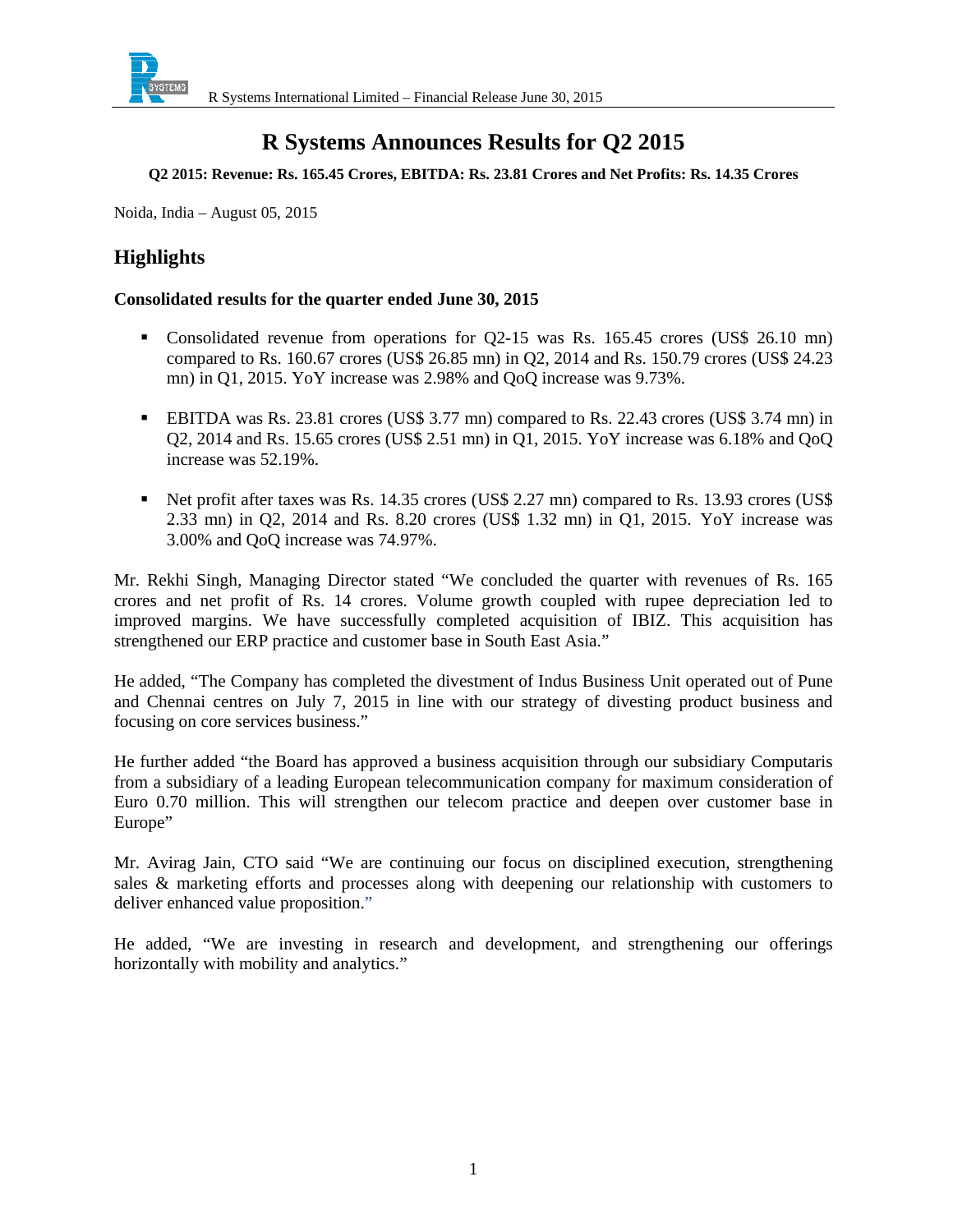# R Systems Announces Results for Q2 2015

**Q2 2015: Revenue: Rs. 165.45 Crores, EBITDA: Rs. 23.81 Crores and Net Profits: Rs. 14.35 Crores**

Noida, India – August 05, 2015

## Highlights

### Consolidated results for the quarter ended June 30, 2015

- Consolidated revenue from operations for Q2-15 was Rs. 165.45 crores (US$ 26.10 mn) compared to Rs. 160.67 crores (US$ 26.85 mn) in Q2, 2014 and Rs. 150.79 crores (US$ 24.23 mn) in Q1, 2015. YoY increase was 2.98% and QoQ increase was 9.73%.
- EBITDA was Rs. 23.81 crores (US$ 3.77 mn) compared to Rs. 22.43 crores (US$ 3.74 mn) in Q2, 2014 and Rs. 15.65 crores (US$ 2.51 mn) in Q1, 2015. YoY increase was 6.18% and QoQ increase was 52.19%.
- Net profit after taxes was Rs. 14.35 crores (US$ 2.27 mn) compared to Rs. 13.93 crores (US$ 2.33 mn) in Q2, 2014 and Rs. 8.20 crores (US$ 1.32 mn) in Q1, 2015. YoY increase was 3.00% and QoQ increase was 74.97%.

Mr. Rekhi Singh, Managing Director stated "We concluded the quarter with revenues of Rs. 165 crores and net profit of Rs. 14 crores. Volume growth coupled with rupee depreciation led to improved margins. We have successfully completed acquisition of IBIZ. This acquisition has strengthened our ERP practice and customer base in South East Asia."

He added, "The Company has completed the divestment of Indus Business Unit operated out of Pune and Chennai centres on July 7, 2015 in line with our strategy of divesting product business and focusing on core services business."

He further added "the Board has approved a business acquisition through our subsidiary Computaris from a subsidiary of a leading European telecommunication company for maximum consideration of Euro 0.70 million. This will strengthen our telecom practice and deepen over customer base in Europe"

Mr. Avirag Jain, CTO said "We are continuing our focus on disciplined execution, strengthening sales & marketing efforts and processes along with deepening our relationship with customers to deliver enhanced value proposition."

He added, "We are investing in research and development, and strengthening our offerings horizontally with mobility and analytics."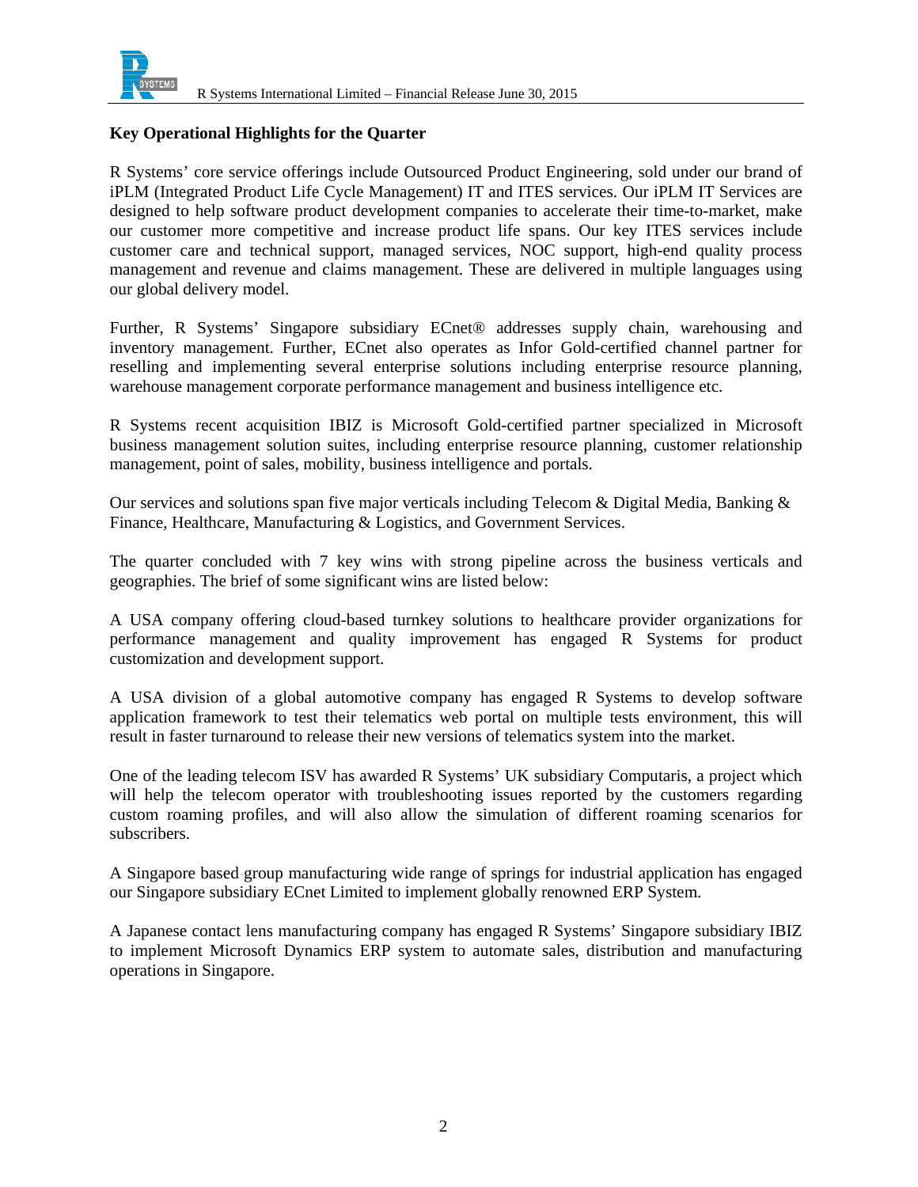**Key Operational Highlights for the Quarter**

R Systems' core service offerings include Outsourced Product Engineering, sold under our brand of iPLM (Integrated Product Life Cycle Management) IT and ITES services. Our iPLM IT Services are designed to help software product development companies to accelerate their time-to-market, make our customer more competitive and increase product life spans. Our key ITES services include customer care and technical support, managed services, NOC support, high-end quality process management and revenue and claims management. These are delivered in multiple languages using our global delivery model.

Further, R Systems' Singapore subsidiary ECnet® addresses supply chain, warehousing and inventory management. Further, ECnet also operates as Infor Gold-certified channel partner for reselling and implementing several enterprise solutions including enterprise resource planning, warehouse management corporate performance management and business intelligence etc.

R Systems recent acquisition IBIZ is Microsoft Gold-certified partner specialized in Microsoft business management solution suites, including enterprise resource planning, customer relationship management, point of sales, mobility, business intelligence and portals.

Our services and solutions span five major verticals including Telecom & Digital Media, Banking & Finance, Healthcare, Manufacturing & Logistics, and Government Services.

The quarter concluded with 7 key wins with strong pipeline across the business verticals and geographies. The brief of some significant wins are listed below:

A USA company offering cloud-based turnkey solutions to healthcare provider organizations for performance management and quality improvement has engaged R Systems for product customization and development support.

A USA division of a global automotive company has engaged R Systems to develop software application framework to test their telematics web portal on multiple tests environment, this will result in faster turnaround to release their new versions of telematics system into the market.

One of the leading telecom ISV has awarded R Systems' UK subsidiary Computaris, a project which will help the telecom operator with troubleshooting issues reported by the customers regarding custom roaming profiles, and will also allow the simulation of different roaming scenarios for subscribers.

A Singapore based group manufacturing wide range of springs for industrial application has engaged our Singapore subsidiary ECnet Limited to implement globally renowned ERP System.

A Japanese contact lens manufacturing company has engaged R Systems' Singapore subsidiary IBIZ to implement Microsoft Dynamics ERP system to automate sales, distribution and manufacturing operations in Singapore.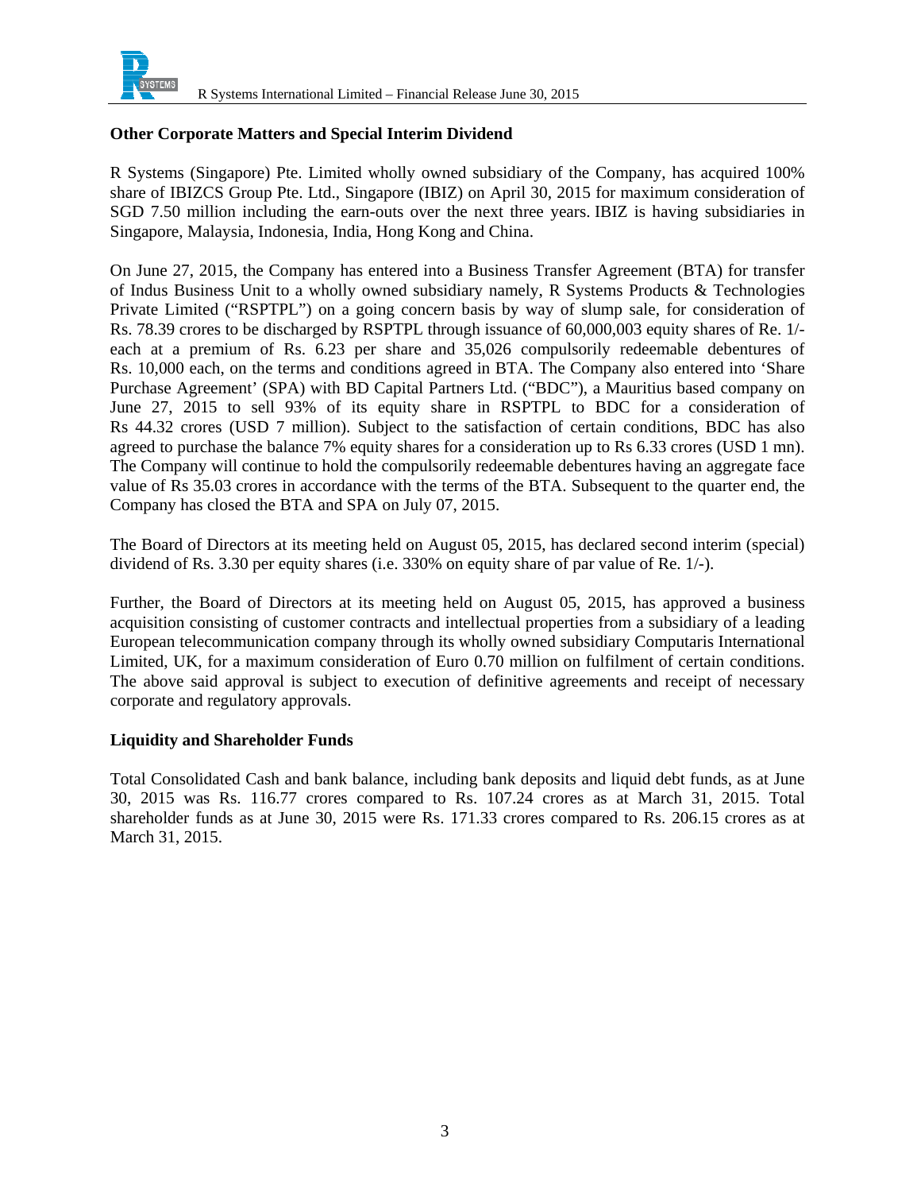## Other Corporate Matters and Special Interim Dividend

R Systems (Singapore) Pte. Limited wholly owned subsidiary of the Company, has acquired 100% share of IBIZCS Group Pte. Ltd., Singapore (IBIZ) on April 30, 2015 for maximum consideration of SGD 7.50 million including the earn-outs over the next three years. IBIZ is having subsidiaries in Singapore, Malaysia, Indonesia, India, Hong Kong and China.

On June 27, 2015, the Company has entered into a Business Transfer Agreement (BTA) for transfer of Indus Business Unit to a wholly owned subsidiary namely, R Systems Products & Technologies Private Limited ("RSPTPL") on a going concern basis by way of slump sale, for consideration of Rs. 78.39 crores to be discharged by RSPTPL through issuance of 60,000,003 equity shares of Re. 1/- each at a premium of Rs. 6.23 per share and 35,026 compulsorily redeemable debentures of Rs. 10,000 each, on the terms and conditions agreed in BTA. The Company also entered into 'Share Purchase Agreement' (SPA) with BD Capital Partners Ltd. ("BDC"), a Mauritius based company on June 27, 2015 to sell 93% of its equity share in RSPTPL to BDC for a consideration of Rs 44.32 crores (USD 7 million). Subject to the satisfaction of certain conditions, BDC has also agreed to purchase the balance 7% equity shares for a consideration up to Rs 6.33 crores (USD 1 mn). The Company will continue to hold the compulsorily redeemable debentures having an aggregate face value of Rs 35.03 crores in accordance with the terms of the BTA. Subsequent to the quarter end, the Company has closed the BTA and SPA on July 07, 2015.

The Board of Directors at its meeting held on August 05, 2015, has declared second interim (special) dividend of Rs. 3.30 per equity shares (i.e. 330% on equity share of par value of Re. 1/-).

Further, the Board of Directors at its meeting held on August 05, 2015, has approved a business acquisition consisting of customer contracts and intellectual properties from a subsidiary of a leading European telecommunication company through its wholly owned subsidiary Computaris International Limited, UK, for a maximum consideration of Euro 0.70 million on fulfilment of certain conditions. The above said approval is subject to execution of definitive agreements and receipt of necessary corporate and regulatory approvals.

## Liquidity and Shareholder Funds

Total Consolidated Cash and bank balance, including bank deposits and liquid debt funds, as at June 30, 2015 was Rs. 116.77 crores compared to Rs. 107.24 crores as at March 31, 2015. Total shareholder funds as at June 30, 2015 were Rs. 171.33 crores compared to Rs. 206.15 crores as at March 31, 2015.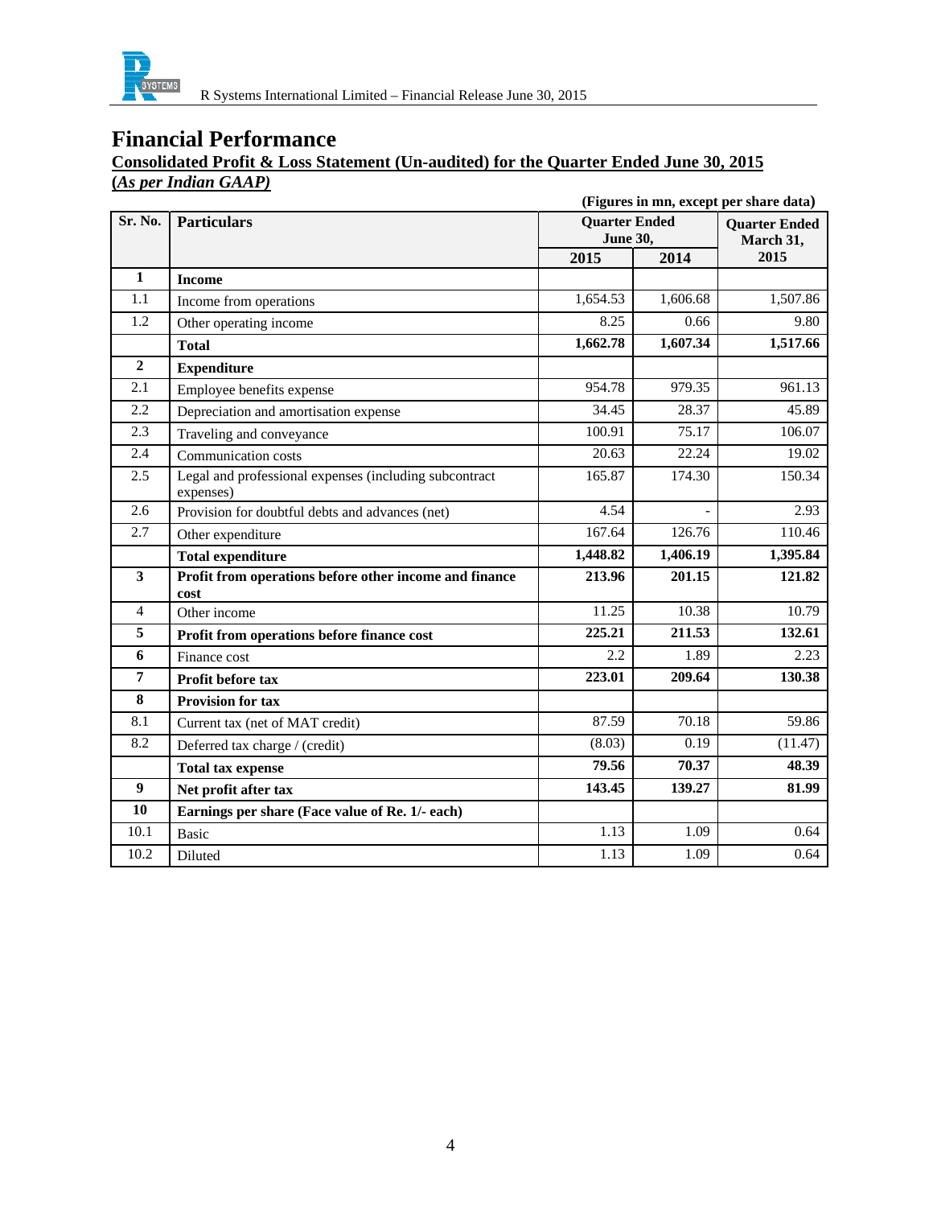# Financial Performance

**Consolidated Profit & Loss Statement (Un-audited) for the Quarter Ended June 30, 2015**
***(As per Indian GAAP)***

**(Figures in mn, except per share data)**

| Sr. No. | Particulars | Quarter Ended June 30, | | Quarter Ended March 31, |
|---|---|---|---|---|
| | | **2015** | **2014** | **2015** |
| **1** | **Income** | | | |
| 1.1 | Income from operations | 1,654.53 | 1,606.68 | 1,507.86 |
| 1.2 | Other operating income | 8.25 | 0.66 | 9.80 |
| | **Total** | **1,662.78** | **1,607.34** | **1,517.66** |
| **2** | **Expenditure** | | | |
| 2.1 | Employee benefits expense | 954.78 | 979.35 | 961.13 |
| 2.2 | Depreciation and amortisation expense | 34.45 | 28.37 | 45.89 |
| 2.3 | Traveling and conveyance | 100.91 | 75.17 | 106.07 |
| 2.4 | Communication costs | 20.63 | 22.24 | 19.02 |
| 2.5 | Legal and professional expenses (including subcontract expenses) | 165.87 | 174.30 | 150.34 |
| 2.6 | Provision for doubtful debts and advances (net) | 4.54 | - | 2.93 |
| 2.7 | Other expenditure | 167.64 | 126.76 | 110.46 |
| | **Total expenditure** | **1,448.82** | **1,406.19** | **1,395.84** |
| **3** | **Profit from operations before other income and finance cost** | **213.96** | **201.15** | **121.82** |
| 4 | Other income | 11.25 | 10.38 | 10.79 |
| **5** | **Profit from operations before finance cost** | **225.21** | **211.53** | **132.61** |
| **6** | Finance cost | 2.2 | 1.89 | 2.23 |
| **7** | **Profit before tax** | **223.01** | **209.64** | **130.38** |
| **8** | **Provision for tax** | | | |
| 8.1 | Current tax (net of MAT credit) | 87.59 | 70.18 | 59.86 |
| 8.2 | Deferred tax charge / (credit) | (8.03) | 0.19 | (11.47) |
| | **Total tax expense** | **79.56** | **70.37** | **48.39** |
| **9** | **Net profit after tax** | **143.45** | **139.27** | **81.99** |
| **10** | **Earnings per share (Face value of Re. 1/- each)** | | | |
| 10.1 | Basic | 1.13 | 1.09 | 0.64 |
| 10.2 | Diluted | 1.13 | 1.09 | 0.64 |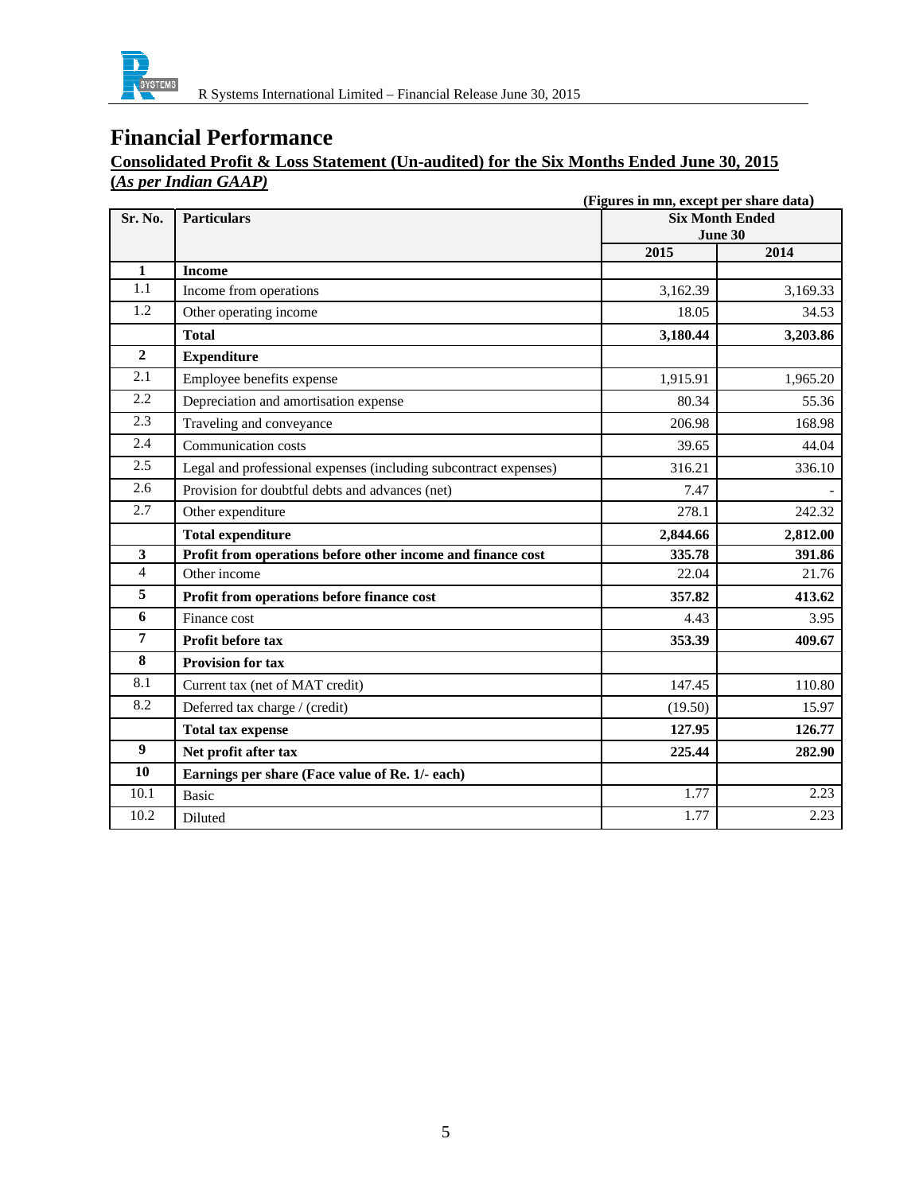# Financial Performance

**Consolidated Profit & Loss Statement (Un-audited) for the Six Months Ended June 30, 2015**
**(*As per Indian GAAP)***

**(Figures in mn, except per share data)**

| Sr. No. | Particulars | Six Month Ended June 30 | |
|---|---|---|---|
| | | **2015** | **2014** |
| **1** | **Income** | | |
| 1.1 | Income from operations | 3,162.39 | 3,169.33 |
| 1.2 | Other operating income | 18.05 | 34.53 |
| | **Total** | **3,180.44** | **3,203.86** |
| **2** | **Expenditure** | | |
| 2.1 | Employee benefits expense | 1,915.91 | 1,965.20 |
| 2.2 | Depreciation and amortisation expense | 80.34 | 55.36 |
| 2.3 | Traveling and conveyance | 206.98 | 168.98 |
| 2.4 | Communication costs | 39.65 | 44.04 |
| 2.5 | Legal and professional expenses (including subcontract expenses) | 316.21 | 336.10 |
| 2.6 | Provision for doubtful debts and advances (net) | 7.47 | - |
| 2.7 | Other expenditure | 278.1 | 242.32 |
| | **Total expenditure** | **2,844.66** | **2,812.00** |
| **3** | **Profit from operations before other income and finance cost** | **335.78** | **391.86** |
| 4 | Other income | 22.04 | 21.76 |
| **5** | **Profit from operations before finance cost** | **357.82** | **413.62** |
| **6** | Finance cost | 4.43 | 3.95 |
| **7** | **Profit before tax** | **353.39** | **409.67** |
| **8** | **Provision for tax** | | |
| 8.1 | Current tax (net of MAT credit) | 147.45 | 110.80 |
| 8.2 | Deferred tax charge / (credit) | (19.50) | 15.97 |
| | **Total tax expense** | **127.95** | **126.77** |
| **9** | **Net profit after tax** | **225.44** | **282.90** |
| **10** | **Earnings per share (Face value of Re. 1/- each)** | | |
| 10.1 | Basic | 1.77 | 2.23 |
| 10.2 | Diluted | 1.77 | 2.23 |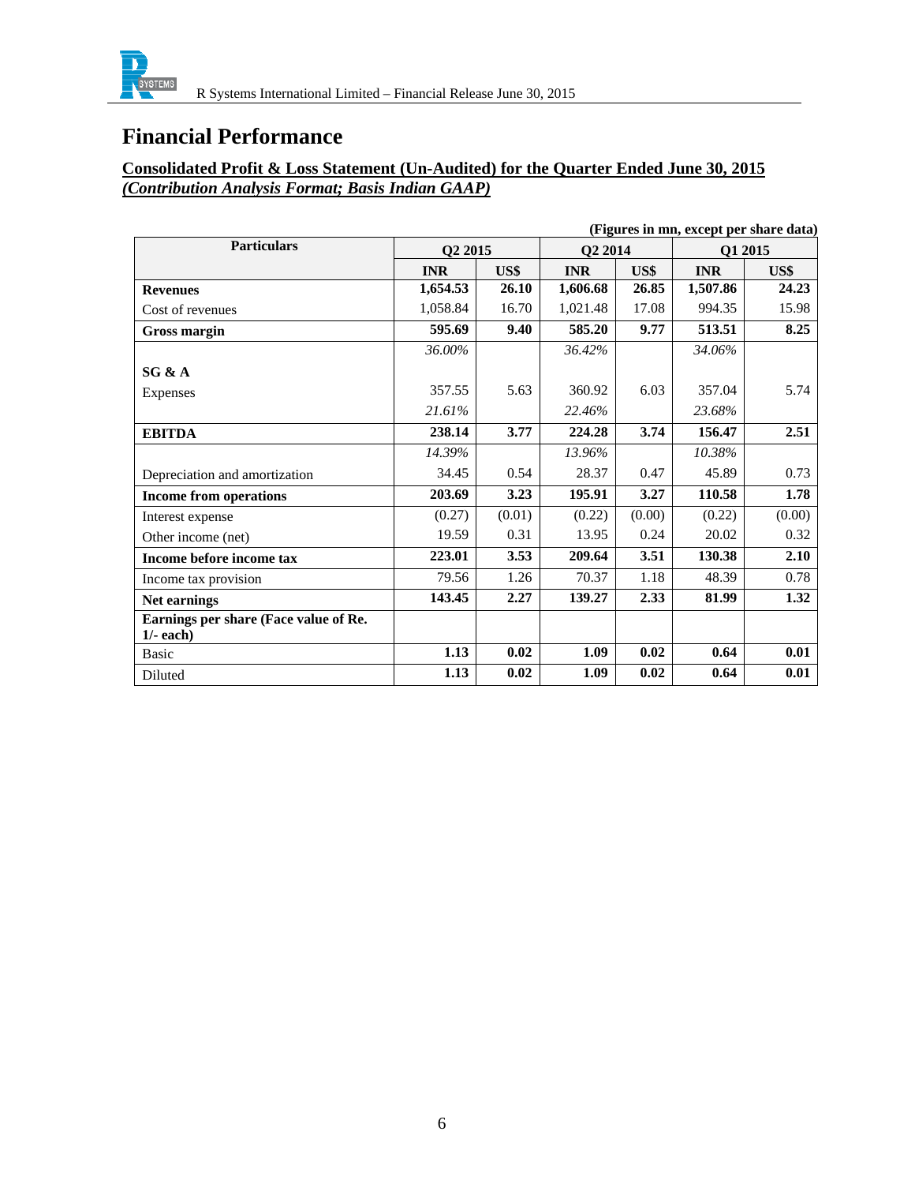# Financial Performance

**Consolidated Profit & Loss Statement (Un-Audited) for the Quarter Ended June 30, 2015**
***(Contribution Analysis Format; Basis Indian GAAP)***

**(Figures in mn, except per share data)**

| Particulars | Q2 2015 | | Q2 2014 | | Q1 2015 | |
|---|---|---|---|---|---|---|
| | **INR** | **US$** | **INR** | **US$** | **INR** | **US$** |
| **Revenues** | **1,654.53** | **26.10** | **1,606.68** | **26.85** | **1,507.86** | **24.23** |
| Cost of revenues | 1,058.84 | 16.70 | 1,021.48 | 17.08 | 994.35 | 15.98 |
| **Gross margin** | **595.69** | **9.40** | **585.20** | **9.77** | **513.51** | **8.25** |
| | *36.00%* | | *36.42%* | | *34.06%* | |
| **SG & A** | | | | | | |
| Expenses | 357.55 | 5.63 | 360.92 | 6.03 | 357.04 | 5.74 |
| | *21.61%* | | *22.46%* | | *23.68%* | |
| **EBITDA** | **238.14** | **3.77** | **224.28** | **3.74** | **156.47** | **2.51** |
| | *14.39%* | | *13.96%* | | *10.38%* | |
| Depreciation and amortization | 34.45 | 0.54 | 28.37 | 0.47 | 45.89 | 0.73 |
| **Income from operations** | **203.69** | **3.23** | **195.91** | **3.27** | **110.58** | **1.78** |
| Interest expense | (0.27) | (0.01) | (0.22) | (0.00) | (0.22) | (0.00) |
| Other income (net) | 19.59 | 0.31 | 13.95 | 0.24 | 20.02 | 0.32 |
| **Income before income tax** | **223.01** | **3.53** | **209.64** | **3.51** | **130.38** | **2.10** |
| Income tax provision | 79.56 | 1.26 | 70.37 | 1.18 | 48.39 | 0.78 |
| **Net earnings** | **143.45** | **2.27** | **139.27** | **2.33** | **81.99** | **1.32** |
| **Earnings per share (Face value of Re. 1/- each)** | | | | | | |
| Basic | **1.13** | **0.02** | **1.09** | **0.02** | **0.64** | **0.01** |
| Diluted | **1.13** | **0.02** | **1.09** | **0.02** | **0.64** | **0.01** |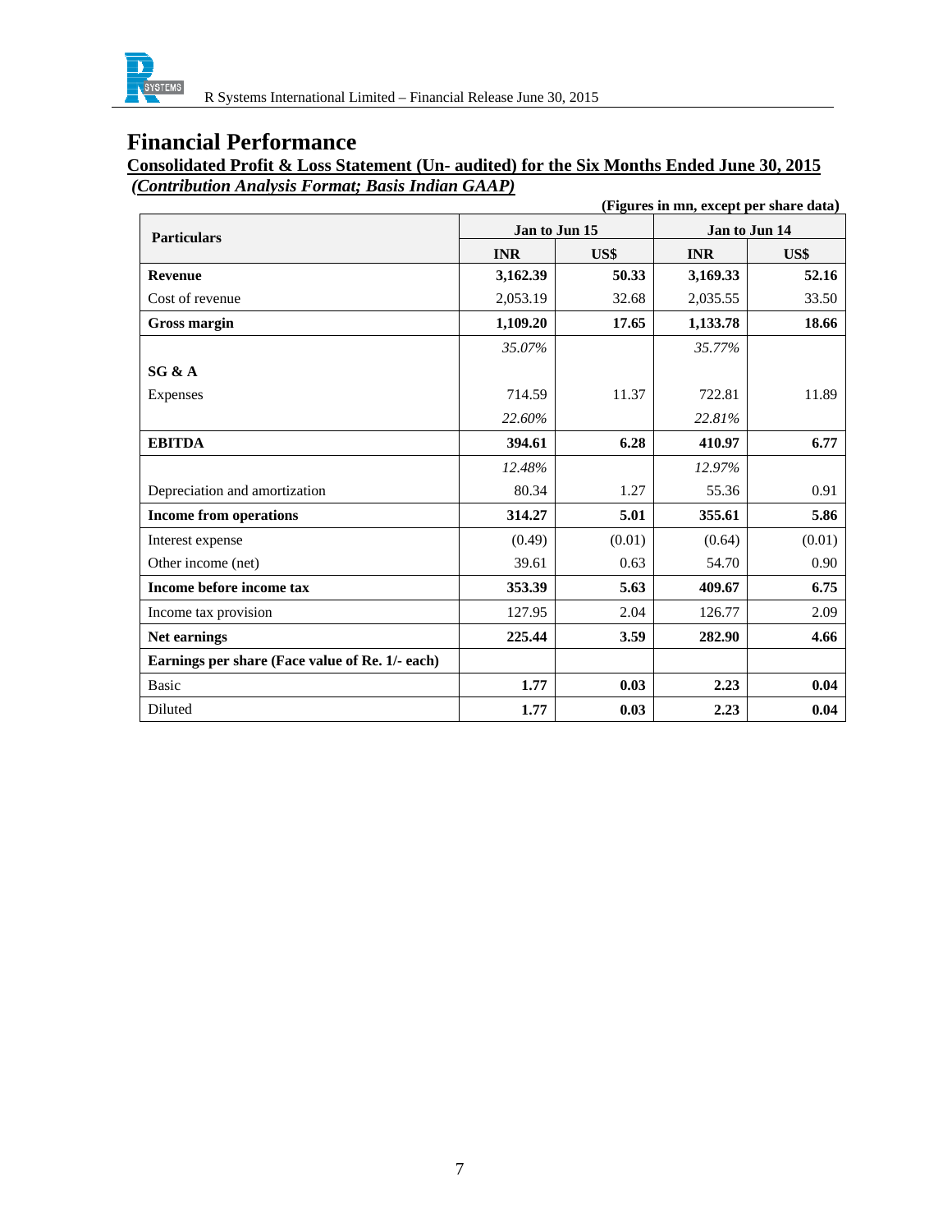# Financial Performance

**Consolidated Profit & Loss Statement (Un- audited) for the Six Months Ended June 30, 2015**

***(Contribution Analysis Format; Basis Indian GAAP)***

**(Figures in mn, except per share data)**

| Particulars | Jan to Jun 15 | | Jan to Jun 14 | |
|---|---|---|---|---|
| | INR | US$ | INR | US$ |
| **Revenue** | **3,162.39** | **50.33** | **3,169.33** | **52.16** |
| Cost of revenue | 2,053.19 | 32.68 | 2,035.55 | 33.50 |
| **Gross margin** | **1,109.20** | **17.65** | **1,133.78** | **18.66** |
| | *35.07%* | | *35.77%* | |
| **SG & A** | | | | |
| Expenses | 714.59 | 11.37 | 722.81 | 11.89 |
| | *22.60%* | | *22.81%* | |
| **EBITDA** | **394.61** | **6.28** | **410.97** | **6.77** |
| | *12.48%* | | *12.97%* | |
| Depreciation and amortization | 80.34 | 1.27 | 55.36 | 0.91 |
| **Income from operations** | **314.27** | **5.01** | **355.61** | **5.86** |
| Interest expense | (0.49) | (0.01) | (0.64) | (0.01) |
| Other income (net) | 39.61 | 0.63 | 54.70 | 0.90 |
| **Income before income tax** | **353.39** | **5.63** | **409.67** | **6.75** |
| Income tax provision | 127.95 | 2.04 | 126.77 | 2.09 |
| **Net earnings** | **225.44** | **3.59** | **282.90** | **4.66** |
| **Earnings per share (Face value of Re. 1/- each)** | | | | |
| Basic | **1.77** | **0.03** | **2.23** | **0.04** |
| Diluted | **1.77** | **0.03** | **2.23** | **0.04** |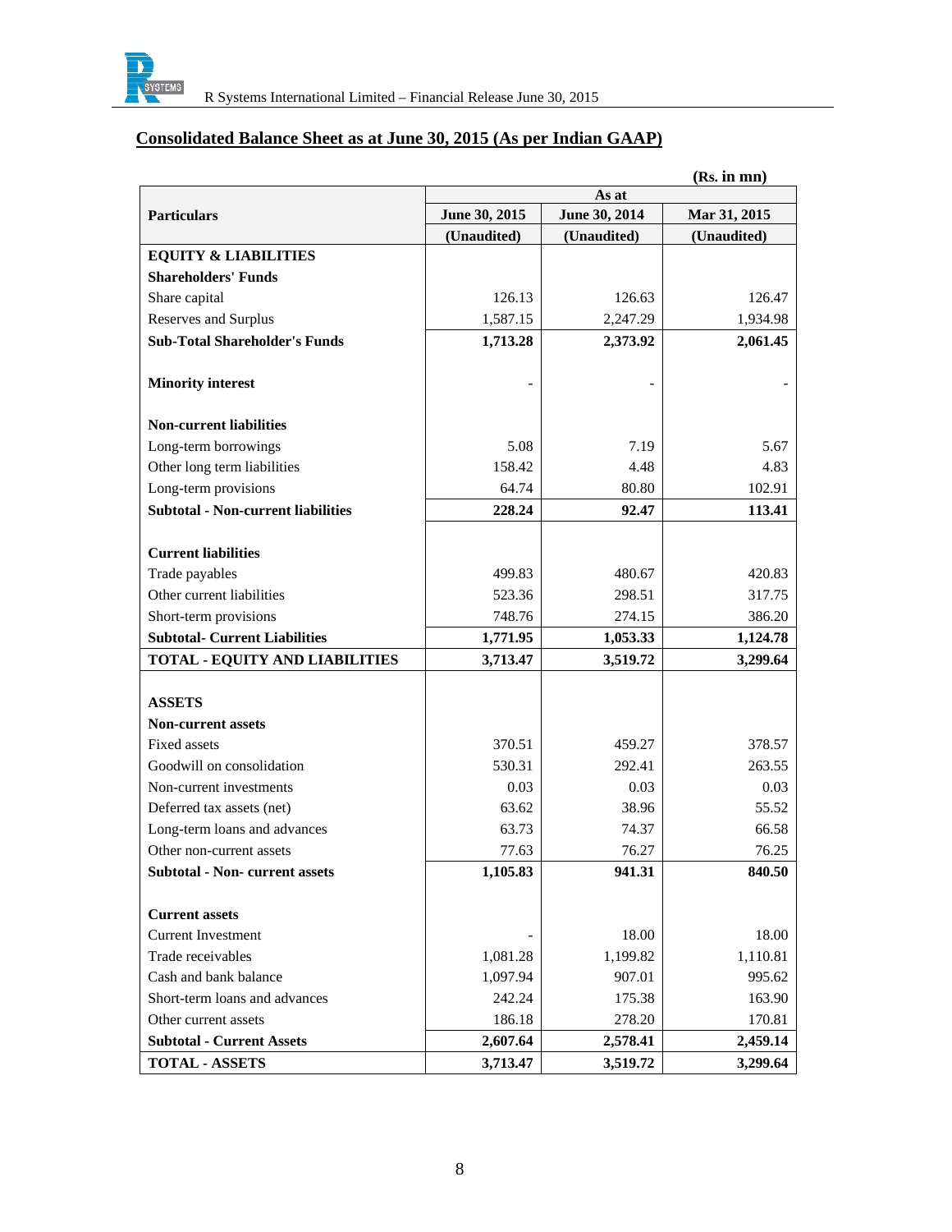## Consolidated Balance Sheet as at June 30, 2015 (As per Indian GAAP)

(Rs. in mn)

| Particulars | As at | | |
|---|---|---|---|
| | June 30, 2015 | June 30, 2014 | Mar 31, 2015 |
| | (Unaudited) | (Unaudited) | (Unaudited) |
| **EQUITY & LIABILITIES** | | | |
| **Shareholders' Funds** | | | |
| Share capital | 126.13 | 126.63 | 126.47 |
| Reserves and Surplus | 1,587.15 | 2,247.29 | 1,934.98 |
| **Sub-Total Shareholder's Funds** | **1,713.28** | **2,373.92** | **2,061.45** |
| | | | |
| **Minority interest** | - | - | - |
| | | | |
| **Non-current liabilities** | | | |
| Long-term borrowings | 5.08 | 7.19 | 5.67 |
| Other long term liabilities | 158.42 | 4.48 | 4.83 |
| Long-term provisions | 64.74 | 80.80 | 102.91 |
| **Subtotal - Non-current liabilities** | **228.24** | **92.47** | **113.41** |
| | | | |
| **Current liabilities** | | | |
| Trade payables | 499.83 | 480.67 | 420.83 |
| Other current liabilities | 523.36 | 298.51 | 317.75 |
| Short-term provisions | 748.76 | 274.15 | 386.20 |
| **Subtotal- Current Liabilities** | **1,771.95** | **1,053.33** | **1,124.78** |
| **TOTAL - EQUITY AND LIABILITIES** | **3,713.47** | **3,519.72** | **3,299.64** |
| | | | |
| **ASSETS** | | | |
| **Non-current assets** | | | |
| Fixed assets | 370.51 | 459.27 | 378.57 |
| Goodwill on consolidation | 530.31 | 292.41 | 263.55 |
| Non-current investments | 0.03 | 0.03 | 0.03 |
| Deferred tax assets (net) | 63.62 | 38.96 | 55.52 |
| Long-term loans and advances | 63.73 | 74.37 | 66.58 |
| Other non-current assets | 77.63 | 76.27 | 76.25 |
| **Subtotal - Non- current assets** | **1,105.83** | **941.31** | **840.50** |
| | | | |
| **Current assets** | | | |
| Current Investment | - | 18.00 | 18.00 |
| Trade receivables | 1,081.28 | 1,199.82 | 1,110.81 |
| Cash and bank balance | 1,097.94 | 907.01 | 995.62 |
| Short-term loans and advances | 242.24 | 175.38 | 163.90 |
| Other current assets | 186.18 | 278.20 | 170.81 |
| **Subtotal - Current Assets** | **2,607.64** | **2,578.41** | **2,459.14** |
| **TOTAL - ASSETS** | **3,713.47** | **3,519.72** | **3,299.64** |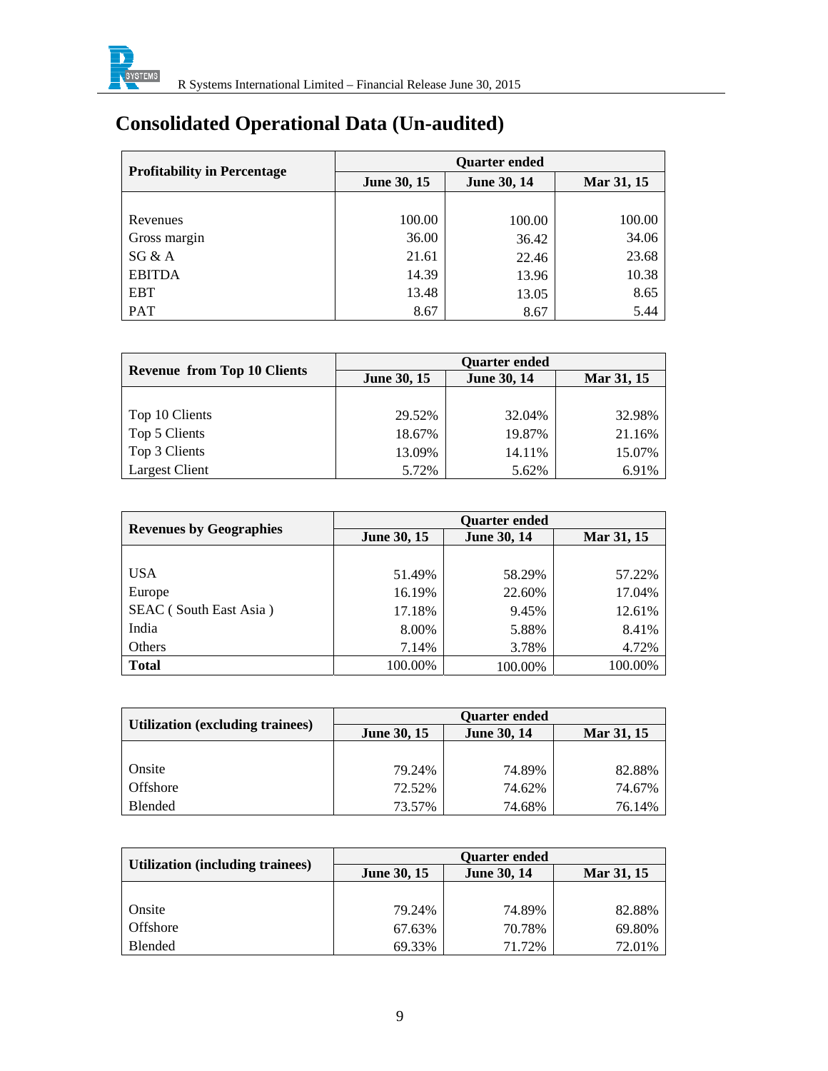# Consolidated Operational Data (Un-audited)

| Profitability in Percentage | Quarter ended | | |
|---|---|---|---|
| | June 30, 15 | June 30, 14 | Mar 31, 15 |
| Revenues | 100.00 | 100.00 | 100.00 |
| Gross margin | 36.00 | 36.42 | 34.06 |
| SG & A | 21.61 | 22.46 | 23.68 |
| EBITDA | 14.39 | 13.96 | 10.38 |
| EBT | 13.48 | 13.05 | 8.65 |
| PAT | 8.67 | 8.67 | 5.44 |

| Revenue from Top 10 Clients | Quarter ended | | |
|---|---|---|---|
| | June 30, 15 | June 30, 14 | Mar 31, 15 |
| Top 10 Clients | 29.52% | 32.04% | 32.98% |
| Top 5 Clients | 18.67% | 19.87% | 21.16% |
| Top 3 Clients | 13.09% | 14.11% | 15.07% |
| Largest Client | 5.72% | 5.62% | 6.91% |

| Revenues by Geographies | Quarter ended | | |
|---|---|---|---|
| | June 30, 15 | June 30, 14 | Mar 31, 15 |
| USA | 51.49% | 58.29% | 57.22% |
| Europe | 16.19% | 22.60% | 17.04% |
| SEAC ( South East Asia ) | 17.18% | 9.45% | 12.61% |
| India | 8.00% | 5.88% | 8.41% |
| Others | 7.14% | 3.78% | 4.72% |
| **Total** | 100.00% | 100.00% | 100.00% |

| Utilization (excluding trainees) | Quarter ended | | |
|---|---|---|---|
| | June 30, 15 | June 30, 14 | Mar 31, 15 |
| Onsite | 79.24% | 74.89% | 82.88% |
| Offshore | 72.52% | 74.62% | 74.67% |
| Blended | 73.57% | 74.68% | 76.14% |

| Utilization (including trainees) | Quarter ended | | |
|---|---|---|---|
| | June 30, 15 | June 30, 14 | Mar 31, 15 |
| Onsite | 79.24% | 74.89% | 82.88% |
| Offshore | 67.63% | 70.78% | 69.80% |
| Blended | 69.33% | 71.72% | 72.01% |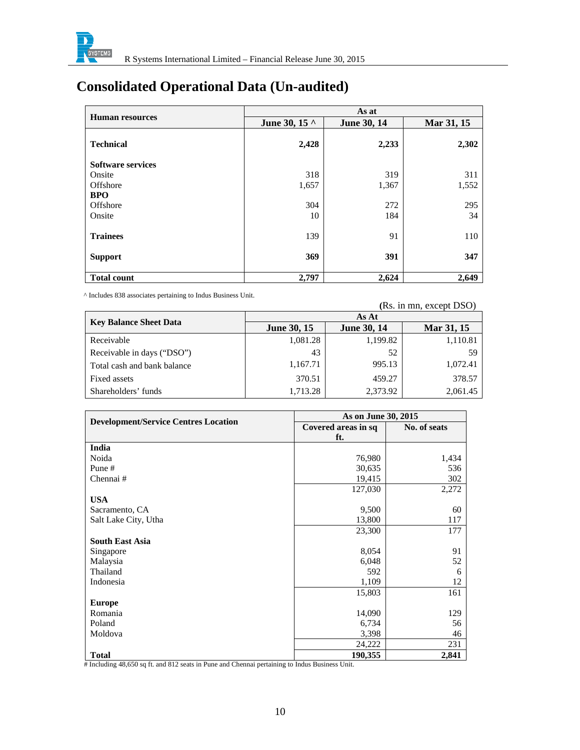# Consolidated Operational Data (Un-audited)

| Human resources | As at | | |
|---|---|---|---|
| | June 30, 15 ^ | June 30, 14 | Mar 31, 15 |
| **Technical** | **2,428** | **2,233** | **2,302** |
| **Software services** | | | |
| Onsite | 318 | 319 | 311 |
| Offshore | 1,657 | 1,367 | 1,552 |
| **BPO** | | | |
| Offshore | 304 | 272 | 295 |
| Onsite | 10 | 184 | 34 |
| **Trainees** | 139 | 91 | 110 |
| **Support** | **369** | **391** | **347** |
| **Total count** | **2,797** | **2,624** | **2,649** |

^ Includes 838 associates pertaining to Indus Business Unit.

(Rs. in mn, except DSO)

| Key Balance Sheet Data | As At | | |
|---|---|---|---|
| | June 30, 15 | June 30, 14 | Mar 31, 15 |
| Receivable | 1,081.28 | 1,199.82 | 1,110.81 |
| Receivable in days ("DSO") | 43 | 52 | 59 |
| Total cash and bank balance | 1,167.71 | 995.13 | 1,072.41 |
| Fixed assets | 370.51 | 459.27 | 378.57 |
| Shareholders' funds | 1,713.28 | 2,373.92 | 2,061.45 |

| Development/Service Centres Location | As on June 30, 2015 | |
|---|---|---|
| | Covered areas in sq ft. | No. of seats |
| **India** | | |
| Noida | 76,980 | 1,434 |
| Pune # | 30,635 | 536 |
| Chennai # | 19,415 | 302 |
| | 127,030 | 2,272 |
| **USA** | | |
| Sacramento, CA | 9,500 | 60 |
| Salt Lake City, Utha | 13,800 | 117 |
| | 23,300 | 177 |
| **South East Asia** | | |
| Singapore | 8,054 | 91 |
| Malaysia | 6,048 | 52 |
| Thailand | 592 | 6 |
| Indonesia | 1,109 | 12 |
| | 15,803 | 161 |
| **Europe** | | |
| Romania | 14,090 | 129 |
| Poland | 6,734 | 56 |
| Moldova | 3,398 | 46 |
| | 24,222 | 231 |
| **Total** | **190,355** | **2,841** |

# Including 48,650 sq ft. and 812 seats in Pune and Chennai pertaining to Indus Business Unit.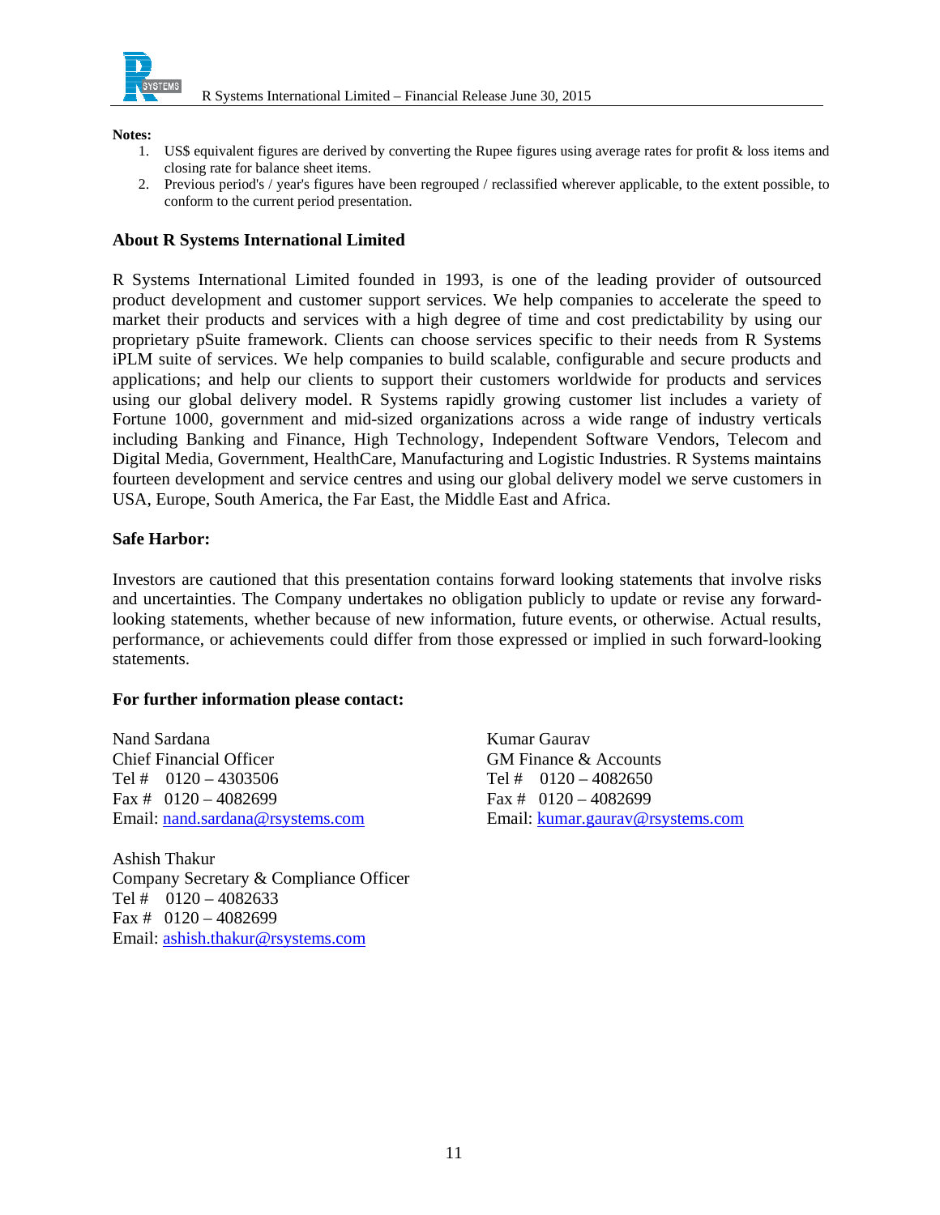**Notes:**

1. US$ equivalent figures are derived by converting the Rupee figures using average rates for profit & loss items and closing rate for balance sheet items.
2. Previous period's / year's figures have been regrouped / reclassified wherever applicable, to the extent possible, to conform to the current period presentation.

**About R Systems International Limited**

R Systems International Limited founded in 1993, is one of the leading provider of outsourced product development and customer support services. We help companies to accelerate the speed to market their products and services with a high degree of time and cost predictability by using our proprietary pSuite framework. Clients can choose services specific to their needs from R Systems iPLM suite of services. We help companies to build scalable, configurable and secure products and applications; and help our clients to support their customers worldwide for products and services using our global delivery model. R Systems rapidly growing customer list includes a variety of Fortune 1000, government and mid-sized organizations across a wide range of industry verticals including Banking and Finance, High Technology, Independent Software Vendors, Telecom and Digital Media, Government, HealthCare, Manufacturing and Logistic Industries. R Systems maintains fourteen development and service centres and using our global delivery model we serve customers in USA, Europe, South America, the Far East, the Middle East and Africa.

**Safe Harbor:**

Investors are cautioned that this presentation contains forward looking statements that involve risks and uncertainties. The Company undertakes no obligation publicly to update or revise any forward-looking statements, whether because of new information, future events, or otherwise. Actual results, performance, or achievements could differ from those expressed or implied in such forward-looking statements.

**For further information please contact:**

Nand Sardana
Chief Financial Officer
Tel # 0120 – 4303506
Fax # 0120 – 4082699
Email: nand.sardana@rsystems.com

Kumar Gaurav
GM Finance & Accounts
Tel # 0120 – 4082650
Fax # 0120 – 4082699
Email: kumar.gaurav@rsystems.com

Ashish Thakur
Company Secretary & Compliance Officer
Tel # 0120 – 4082633
Fax # 0120 – 4082699
Email: ashish.thakur@rsystems.com